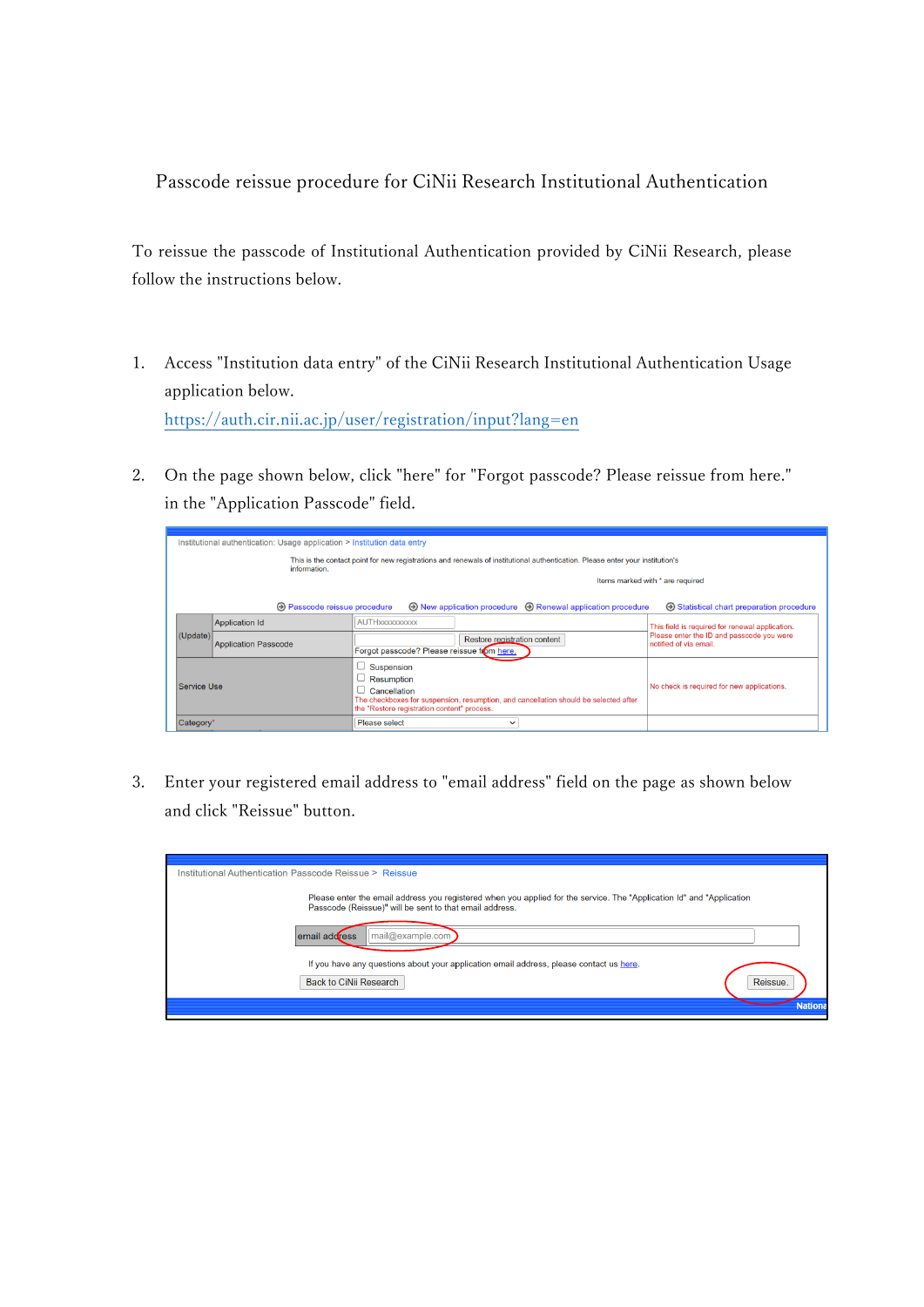# Passcode reissue procedure for CiNii Research Institutional Authentication

To reissue the passcode of Institutional Authentication provided by CiNii Research, please follow the instructions below.

1. Access "Institution data entry" of the CiNii Research Institutional Authentication Usage application below.
   https://auth.cir.nii.ac.jp/user/registration/input?lang=en

2. On the page shown below, click "here" for "Forgot passcode? Please reissue from here." in the "Application Passcode" field.

3. Enter your registered email address to "email address" field on the page as shown below and click "Reissue" button.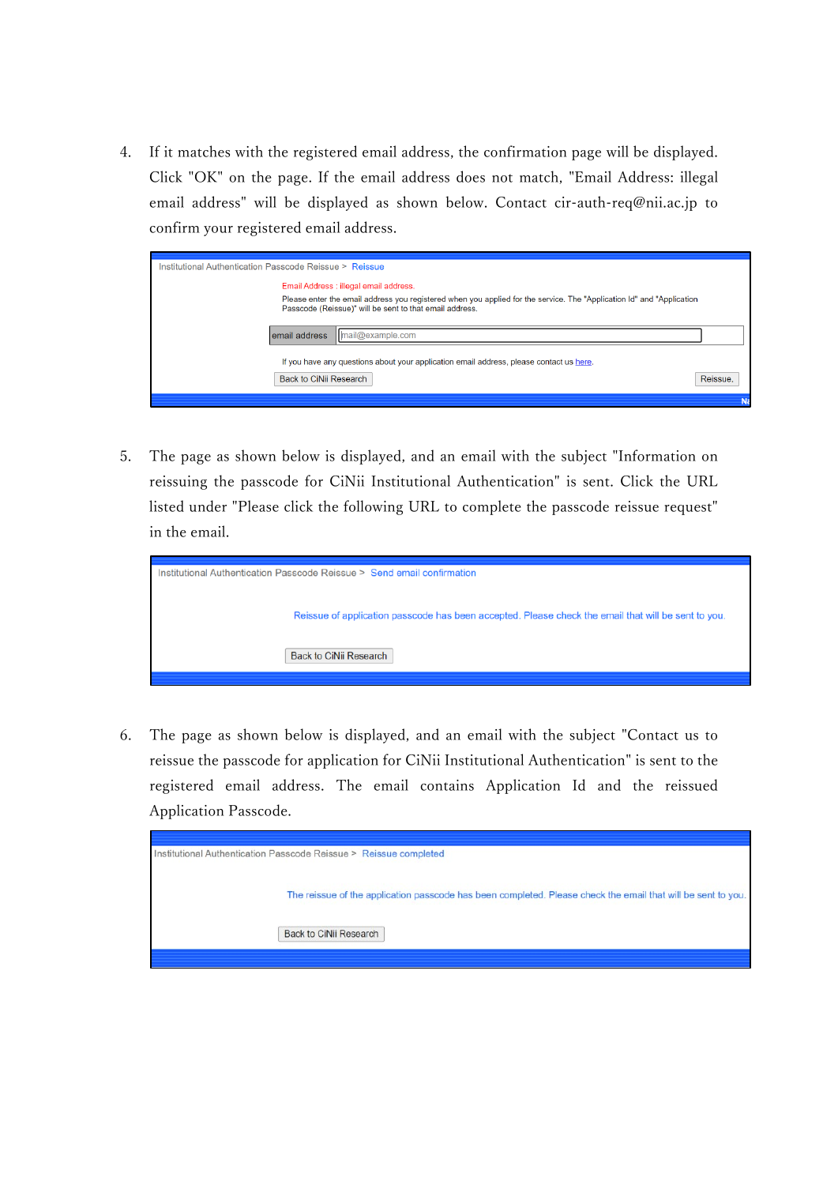4. If it matches with the registered email address, the confirmation page will be displayed. Click "OK" on the page. If the email address does not match, "Email Address: illegal email address" will be displayed as shown below. Contact cir-auth-req@nii.ac.jp to confirm your registered email address.

Institutional Authentication Passcode Reissue > Reissue

Email Address : illegal email address.

Please enter the email address you registered when you applied for the service. The "Application Id" and "Application Passcode (Reissue)" will be sent to that email address.

email address mail@example.com

If you have any questions about your application email address, please contact us here.

Back to CiNii Research Reissue.

5. The page as shown below is displayed, and an email with the subject "Information on reissuing the passcode for CiNii Institutional Authentication" is sent. Click the URL listed under "Please click the following URL to complete the passcode reissue request" in the email.

Institutional Authentication Passcode Reissue > Send email confirmation

Reissue of application passcode has been accepted. Please check the email that will be sent to you.

Back to CiNii Research

6. The page as shown below is displayed, and an email with the subject "Contact us to reissue the passcode for application for CiNii Institutional Authentication" is sent to the registered email address. The email contains Application Id and the reissued Application Passcode.

Institutional Authentication Passcode Reissue > Reissue completed

The reissue of the application passcode has been completed. Please check the email that will be sent to you.

Back to CiNii Research